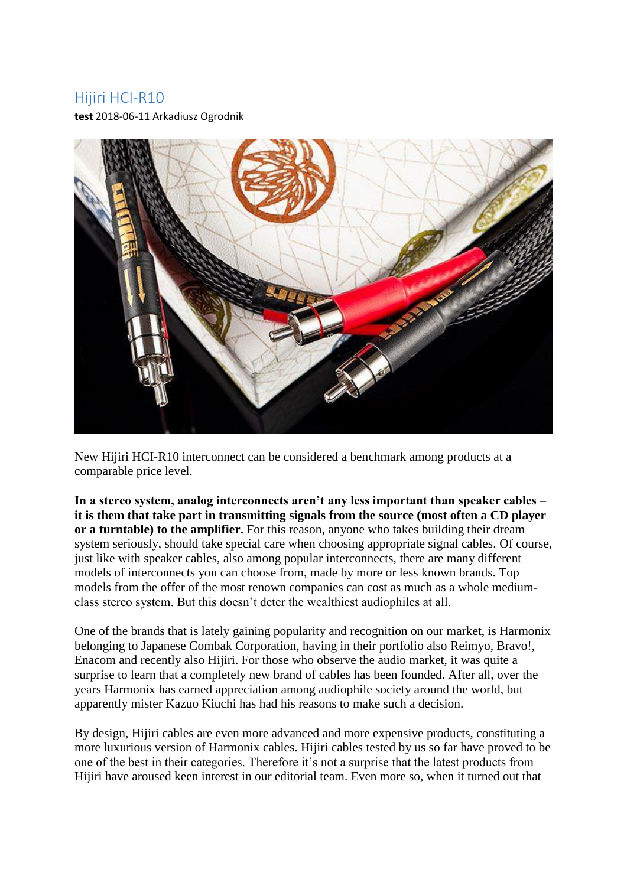# Hijiri HCI-R10

**test** 2018-06-11 Arkadiusz Ogrodnik

New Hijiri HCI-R10 interconnect can be considered a benchmark among products at a comparable price level.

**In a stereo system, analog interconnects aren't any less important than speaker cables – it is them that take part in transmitting signals from the source (most often a CD player or a turntable) to the amplifier.** For this reason, anyone who takes building their dream system seriously, should take special care when choosing appropriate signal cables. Of course, just like with speaker cables, also among popular interconnects, there are many different models of interconnects you can choose from, made by more or less known brands. Top models from the offer of the most renown companies can cost as much as a whole medium-class stereo system. But this doesn't deter the wealthiest audiophiles at all.

One of the brands that is lately gaining popularity and recognition on our market, is Harmonix belonging to Japanese Combak Corporation, having in their portfolio also Reimyo, Bravo!, Enacom and recently also Hijiri. For those who observe the audio market, it was quite a surprise to learn that a completely new brand of cables has been founded. After all, over the years Harmonix has earned appreciation among audiophile society around the world, but apparently mister Kazuo Kiuchi has had his reasons to make such a decision.

By design, Hijiri cables are even more advanced and more expensive products, constituting a more luxurious version of Harmonix cables. Hijiri cables tested by us so far have proved to be one of the best in their categories. Therefore it's not a surprise that the latest products from Hijiri have aroused keen interest in our editorial team. Even more so, when it turned out that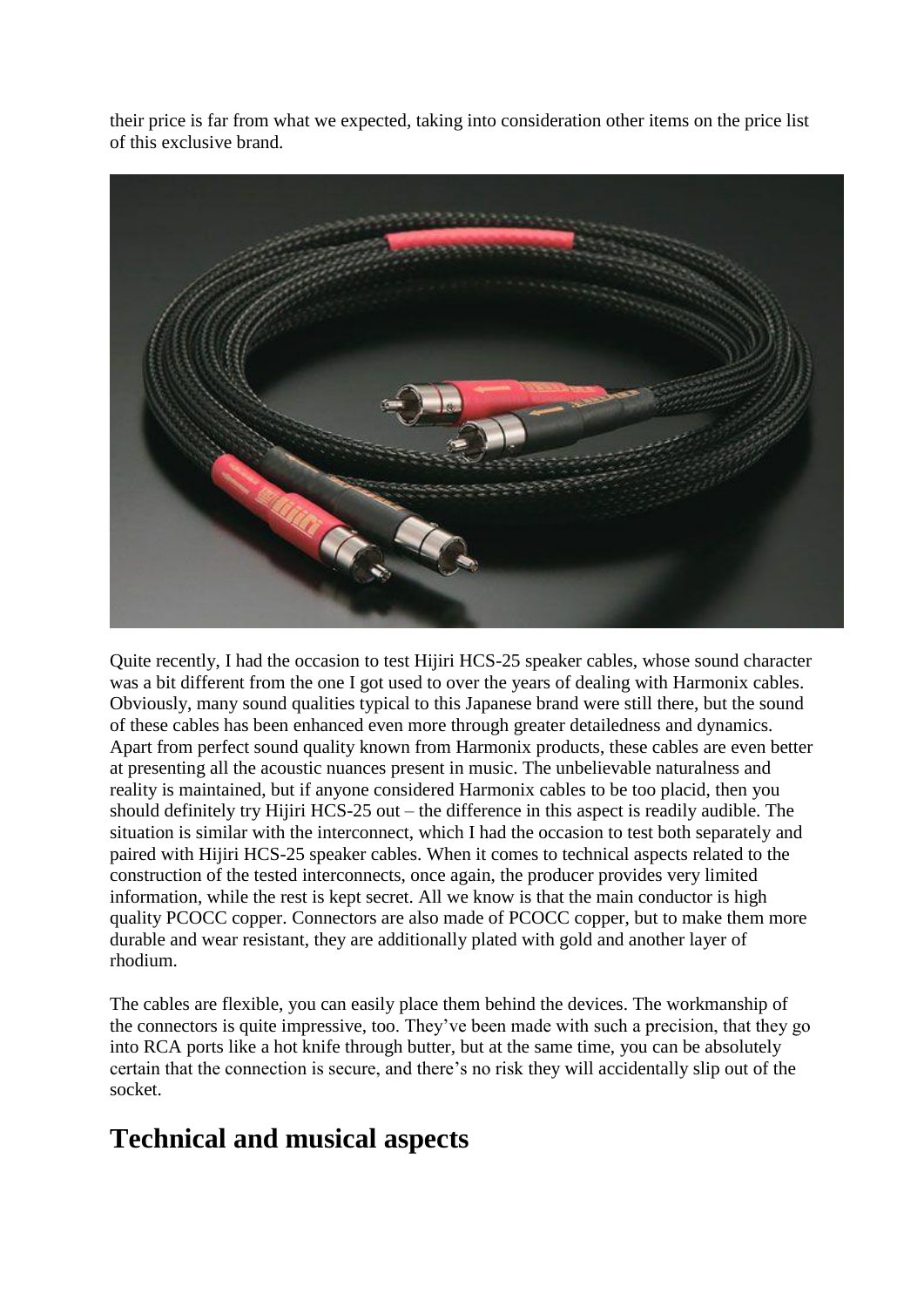their price is far from what we expected, taking into consideration other items on the price list of this exclusive brand.

Quite recently, I had the occasion to test Hijiri HCS-25 speaker cables, whose sound character was a bit different from the one I got used to over the years of dealing with Harmonix cables. Obviously, many sound qualities typical to this Japanese brand were still there, but the sound of these cables has been enhanced even more through greater detailedness and dynamics. Apart from perfect sound quality known from Harmonix products, these cables are even better at presenting all the acoustic nuances present in music. The unbelievable naturalness and reality is maintained, but if anyone considered Harmonix cables to be too placid, then you should definitely try Hijiri HCS-25 out – the difference in this aspect is readily audible. The situation is similar with the interconnect, which I had the occasion to test both separately and paired with Hijiri HCS-25 speaker cables. When it comes to technical aspects related to the construction of the tested interconnects, once again, the producer provides very limited information, while the rest is kept secret. All we know is that the main conductor is high quality PCOCC copper. Connectors are also made of PCOCC copper, but to make them more durable and wear resistant, they are additionally plated with gold and another layer of rhodium.

The cables are flexible, you can easily place them behind the devices. The workmanship of the connectors is quite impressive, too. They've been made with such a precision, that they go into RCA ports like a hot knife through butter, but at the same time, you can be absolutely certain that the connection is secure, and there's no risk they will accidentally slip out of the socket.

## Technical and musical aspects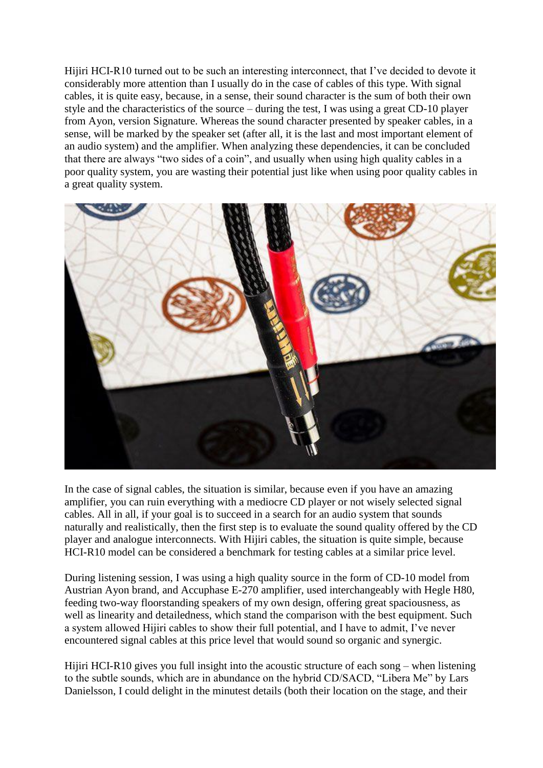Hijiri HCI-R10 turned out to be such an interesting interconnect, that I've decided to devote it considerably more attention than I usually do in the case of cables of this type. With signal cables, it is quite easy, because, in a sense, their sound character is the sum of both their own style and the characteristics of the source – during the test, I was using a great CD-10 player from Ayon, version Signature. Whereas the sound character presented by speaker cables, in a sense, will be marked by the speaker set (after all, it is the last and most important element of an audio system) and the amplifier. When analyzing these dependencies, it can be concluded that there are always "two sides of a coin", and usually when using high quality cables in a poor quality system, you are wasting their potential just like when using poor quality cables in a great quality system.

In the case of signal cables, the situation is similar, because even if you have an amazing amplifier, you can ruin everything with a mediocre CD player or not wisely selected signal cables. All in all, if your goal is to succeed in a search for an audio system that sounds naturally and realistically, then the first step is to evaluate the sound quality offered by the CD player and analogue interconnects. With Hijiri cables, the situation is quite simple, because HCI-R10 model can be considered a benchmark for testing cables at a similar price level.

During listening session, I was using a high quality source in the form of CD-10 model from Austrian Ayon brand, and Accuphase E-270 amplifier, used interchangeably with Hegle H80, feeding two-way floorstanding speakers of my own design, offering great spaciousness, as well as linearity and detailedness, which stand the comparison with the best equipment. Such a system allowed Hijiri cables to show their full potential, and I have to admit, I've never encountered signal cables at this price level that would sound so organic and synergic.

Hijiri HCI-R10 gives you full insight into the acoustic structure of each song – when listening to the subtle sounds, which are in abundance on the hybrid CD/SACD, "Libera Me" by Lars Danielsson, I could delight in the minutest details (both their location on the stage, and their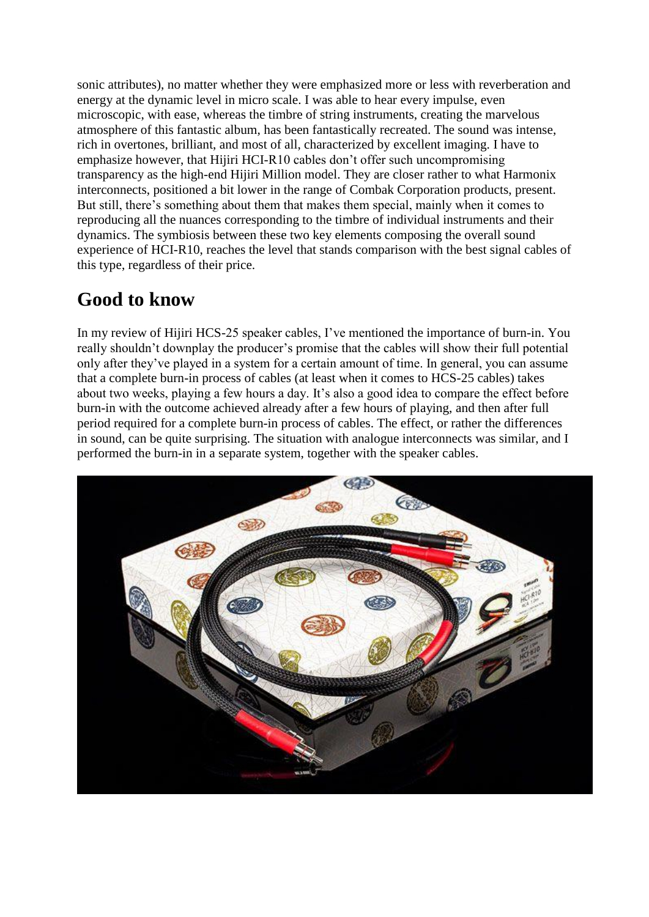sonic attributes), no matter whether they were emphasized more or less with reverberation and energy at the dynamic level in micro scale. I was able to hear every impulse, even microscopic, with ease, whereas the timbre of string instruments, creating the marvelous atmosphere of this fantastic album, has been fantastically recreated. The sound was intense, rich in overtones, brilliant, and most of all, characterized by excellent imaging. I have to emphasize however, that Hijiri HCI-R10 cables don't offer such uncompromising transparency as the high-end Hijiri Million model. They are closer rather to what Harmonix interconnects, positioned a bit lower in the range of Combak Corporation products, present. But still, there's something about them that makes them special, mainly when it comes to reproducing all the nuances corresponding to the timbre of individual instruments and their dynamics. The symbiosis between these two key elements composing the overall sound experience of HCI-R10, reaches the level that stands comparison with the best signal cables of this type, regardless of their price.

## Good to know

In my review of Hijiri HCS-25 speaker cables, I've mentioned the importance of burn-in. You really shouldn't downplay the producer's promise that the cables will show their full potential only after they've played in a system for a certain amount of time. In general, you can assume that a complete burn-in process of cables (at least when it comes to HCS-25 cables) takes about two weeks, playing a few hours a day. It's also a good idea to compare the effect before burn-in with the outcome achieved already after a few hours of playing, and then after full period required for a complete burn-in process of cables. The effect, or rather the differences in sound, can be quite surprising. The situation with analogue interconnects was similar, and I performed the burn-in in a separate system, together with the speaker cables.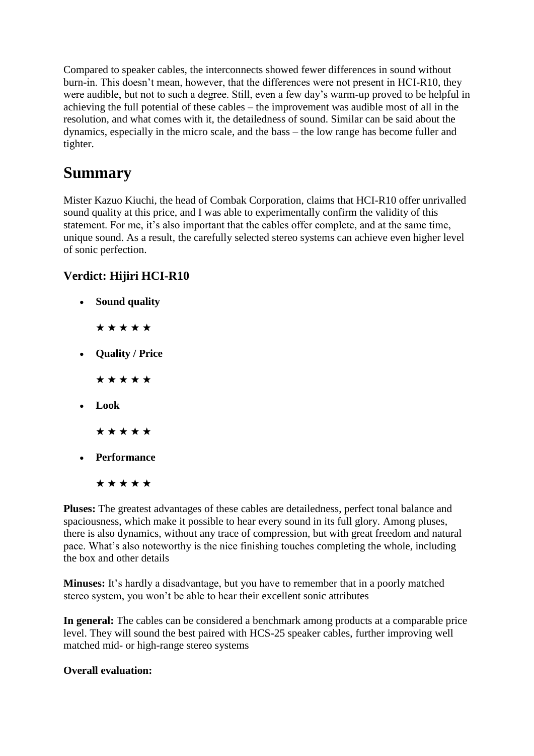Compared to speaker cables, the interconnects showed fewer differences in sound without burn-in. This doesn't mean, however, that the differences were not present in HCI-R10, they were audible, but not to such a degree. Still, even a few day's warm-up proved to be helpful in achieving the full potential of these cables – the improvement was audible most of all in the resolution, and what comes with it, the detailedness of sound. Similar can be said about the dynamics, especially in the micro scale, and the bass – the low range has become fuller and tighter.

## Summary

Mister Kazuo Kiuchi, the head of Combak Corporation, claims that HCI-R10 offer unrivalled sound quality at this price, and I was able to experimentally confirm the validity of this statement. For me, it's also important that the cables offer complete, and at the same time, unique sound. As a result, the carefully selected stereo systems can achieve even higher level of sonic perfection.

### Verdict: Hijiri HCI-R10

- **Sound quality**

  ★ ★ ★ ★ ★

- **Quality / Price**

  ★ ★ ★ ★ ★

- **Look**

  ★ ★ ★ ★ ★

- **Performance**

  ★ ★ ★ ★ ★

**Pluses:** The greatest advantages of these cables are detailedness, perfect tonal balance and spaciousness, which make it possible to hear every sound in its full glory. Among pluses, there is also dynamics, without any trace of compression, but with great freedom and natural pace. What's also noteworthy is the nice finishing touches completing the whole, including the box and other details

**Minuses:** It's hardly a disadvantage, but you have to remember that in a poorly matched stereo system, you won't be able to hear their excellent sonic attributes

**In general:** The cables can be considered a benchmark among products at a comparable price level. They will sound the best paired with HCS-25 speaker cables, further improving well matched mid- or high-range stereo systems

**Overall evaluation:**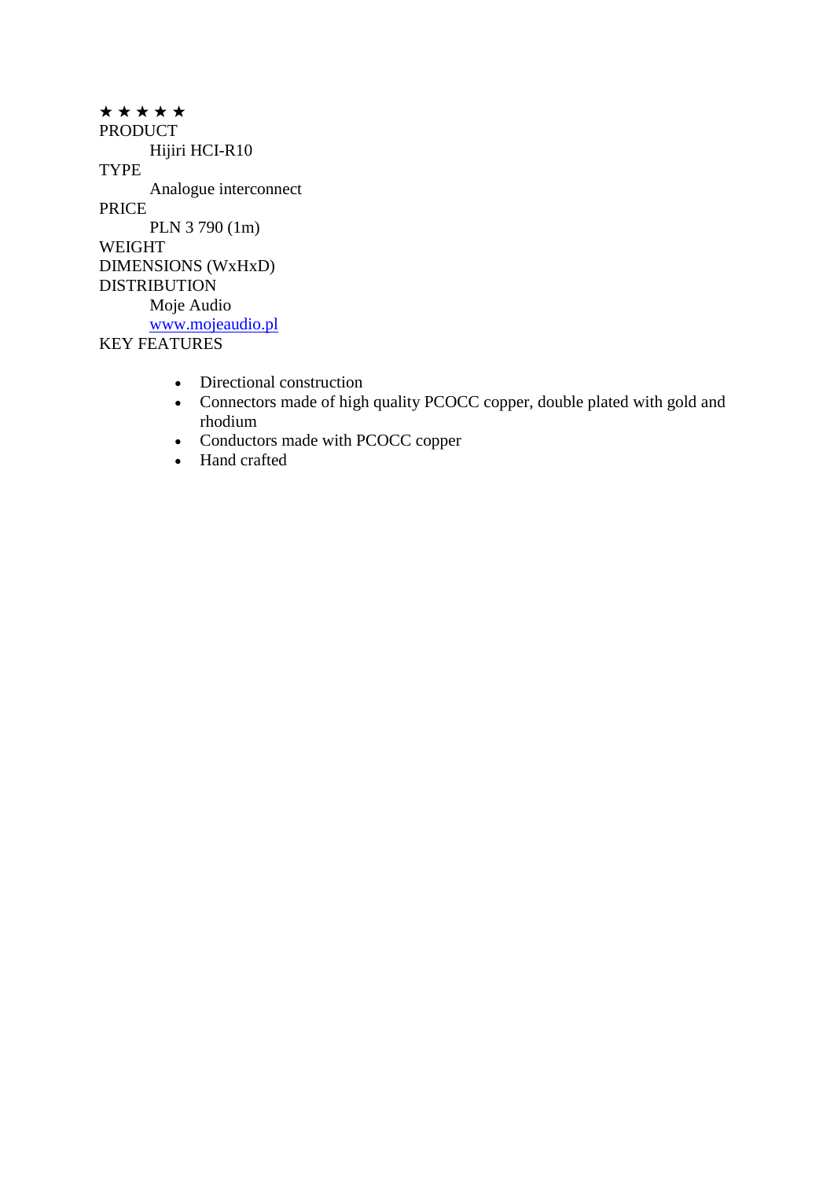★ ★ ★ ★ ★

PRODUCT

Hijiri HCI-R10

TYPE

Analogue interconnect

PRICE

PLN 3 790 (1m)

WEIGHT

DIMENSIONS (WxHxD)

DISTRIBUTION

Moje Audio

www.mojeaudio.pl

KEY FEATURES

- Directional construction
- Connectors made of high quality PCOCC copper, double plated with gold and rhodium
- Conductors made with PCOCC copper
- Hand crafted